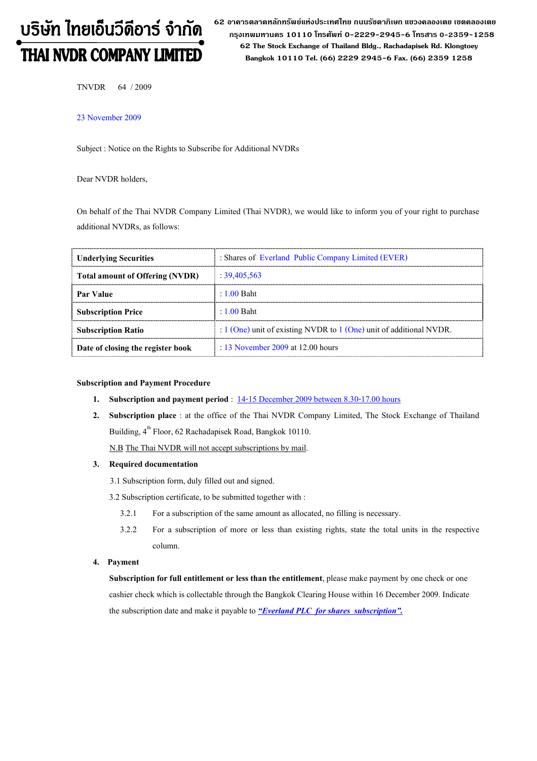# บริษัท ไทยเอ็นวีดีอาร์ จำกัด
# THAI NVDR COMPANY LIMITED

62 อาคารตลาดหลักทรัพย์แห่งประเทศไทย ถนนรัชดาภิเษก แขวงคลองเตย เขตคลองเตย กรุงเทพมหานคร 10110 โทรศัพท์ 0-2229-2945-6 โทรสาร 0-2359-1258
62 The Stock Exchange of Thailand Bldg., Rachadapisek Rd. Klongtoey Bangkok 10110 Tel. (66) 2229 2945-6 Fax. (66) 2359 1258

TNVDR 64 / 2009

23 November 2009

Subject : Notice on the Rights to Subscribe for Additional NVDRs

Dear NVDR holders,

On behalf of the Thai NVDR Company Limited (Thai NVDR), we would like to inform you of your right to purchase additional NVDRs, as follows:

| | |
|---|---|
| **Underlying Securities** | : Shares of Everland Public Company Limited (EVER) |
| **Total amount of Offering (NVDR)** | : 39,405,563 |
| **Par Value** | : 1.00 Baht |
| **Subscription Price** | : 1.00 Baht |
| **Subscription Ratio** | : 1 (One) unit of existing NVDR to 1 (One) unit of additional NVDR. |
| **Date of closing the register book** | : 13 November 2009 at 12.00 hours |

**Subscription and Payment Procedure**

1. **Subscription and payment period** : 14-15 December 2009 between 8.30-17.00 hours
2. **Subscription place** : at the office of the Thai NVDR Company Limited, The Stock Exchange of Thailand Building, 4th Floor, 62 Rachadapisek Road, Bangkok 10110.

   N.B The Thai NVDR will not accept subscriptions by mail.
3. **Required documentation**

   3.1 Subscription form, duly filled out and signed.

   3.2 Subscription certificate, to be submitted together with :

   3.2.1 For a subscription of the same amount as allocated, no filling is necessary.

   3.2.2 For a subscription of more or less than existing rights, state the total units in the respective column.
4. **Payment**

   **Subscription for full entitlement or less than the entitlement**, please make payment by one check or one cashier check which is collectable through the Bangkok Clearing House within 16 December 2009. Indicate the subscription date and make it payable to ***"Everland PLC for shares subscription".***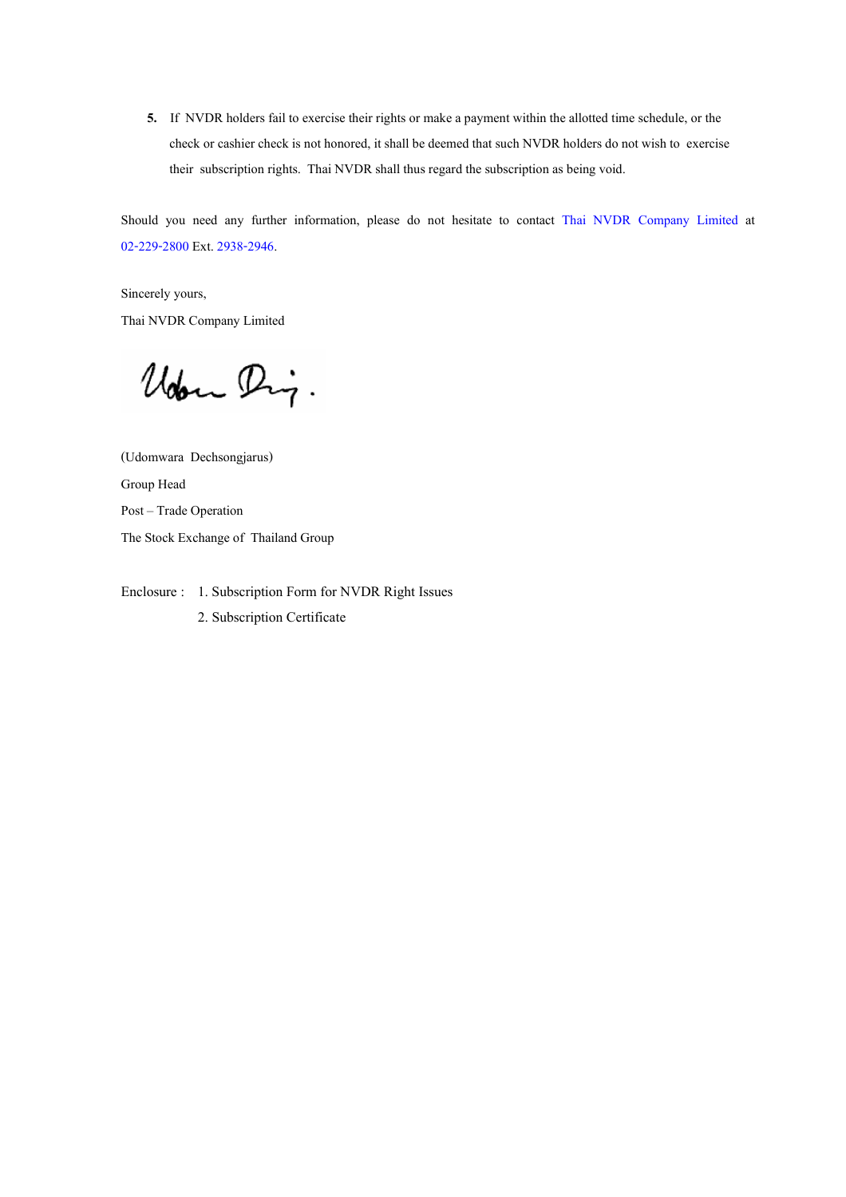5. If NVDR holders fail to exercise their rights or make a payment within the allotted time schedule, or the check or cashier check is not honored, it shall be deemed that such NVDR holders do not wish to exercise their subscription rights. Thai NVDR shall thus regard the subscription as being void.

Should you need any further information, please do not hesitate to contact Thai NVDR Company Limited at 02-229-2800 Ext. 2938-2946.

Sincerely yours,

Thai NVDR Company Limited

(Udomwara Dechsongjarus)

Group Head

Post – Trade Operation

The Stock Exchange of Thailand Group

Enclosure : 1. Subscription Form for NVDR Right Issues

2. Subscription Certificate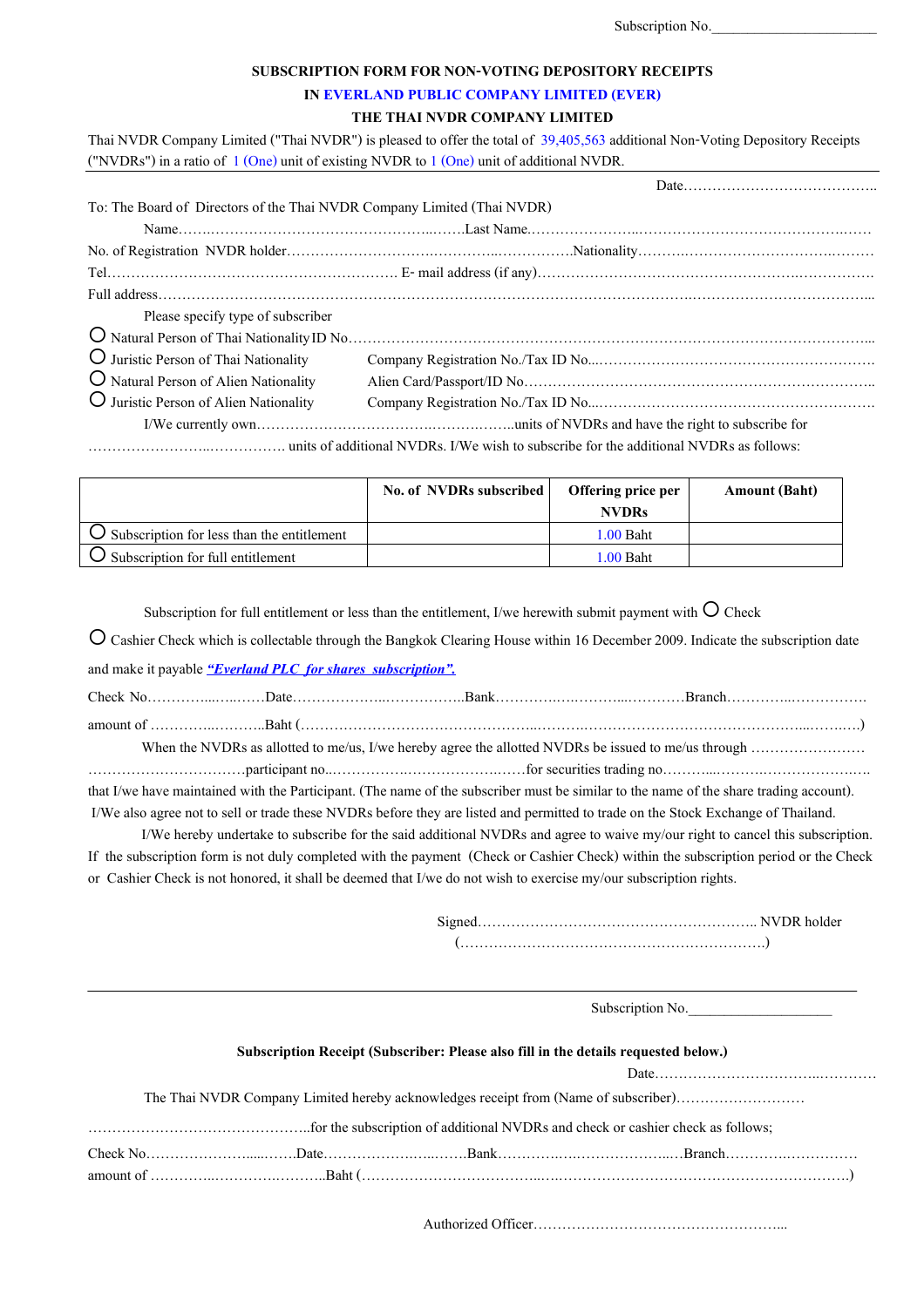Subscription No.______________________

**SUBSCRIPTION FORM FOR NON-VOTING DEPOSITORY RECEIPTS**

**IN EVERLAND PUBLIC COMPANY LIMITED (EVER)**

**THE THAI NVDR COMPANY LIMITED**

Thai NVDR Company Limited ("Thai NVDR") is pleased to offer the total of 39,405,563 additional Non-Voting Depository Receipts ("NVDRs") in a ratio of 1 (One) unit of existing NVDR to 1 (One) unit of additional NVDR.

Date…………………………………..

To: The Board of Directors of the Thai NVDR Company Limited (Thai NVDR)

Name……………………………………………………….Last Name……………………………………………………………

No. of Registration NVDR holder……………………………………………………….Nationality………………………………………

Tel……………………………………………………. E- mail address (if any)………………………………………………………………

Full address……………………………………………………………………………………………………………………………………..

Please specify type of subscriber

○ Natural Person of Thai Nationality ID No…………………………………………………………………………………………

○ Juristic Person of Thai Nationality Company Registration No./Tax ID No………………………………………………………

○ Natural Person of Alien Nationality Alien Card/Passport/ID No…………………………………………………………………..

○ Juristic Person of Alien Nationality Company Registration No./Tax ID No………………………………………………………

I/We currently own…………………………………………………..units of NVDRs and have the right to subscribe for ………………………………………. units of additional NVDRs. I/We wish to subscribe for the additional NVDRs as follows:

| | No. of NVDRs subscribed | Offering price per NVDRs | Amount (Baht) |
|---|---|---|---|
| ○ Subscription for less than the entitlement | | 1.00 Baht | |
| ○ Subscription for full entitlement | | 1.00 Baht | |

Subscription for full entitlement or less than the entitlement, I/we herewith submit payment with ○ Check ○ Cashier Check which is collectable through the Bangkok Clearing House within 16 December 2009. Indicate the subscription date and make it payable ***"Everland PLC for shares subscription".***

Check No………………….Date……………………………………Bank…………………………………Branch…………………………

amount of …………………….Baht (………………………………………………………………………………………………………………)

When the NVDRs as allotted to me/us, I/we hereby agree the allotted NVDRs be issued to me/us through …………………… ……………………………participant no..…………………………………for securities trading no……………………………………… that I/we have maintained with the Participant. (The name of the subscriber must be similar to the name of the share trading account). I/We also agree not to sell or trade these NVDRs before they are listed and permitted to trade on the Stock Exchange of Thailand.

I/We hereby undertake to subscribe for the said additional NVDRs and agree to waive my/our right to cancel this subscription. If the subscription form is not duly completed with the payment (Check or Cashier Check) within the subscription period or the Check or Cashier Check is not honored, it shall be deemed that I/we do not wish to exercise my/our subscription rights.

Signed…………………………………………………….. NVDR holder

(……………………………………………………….)

---

Subscription No.___________________

**Subscription Receipt (Subscriber: Please also fill in the details requested below.)**

Date…………………………………………

The Thai NVDR Company Limited hereby acknowledges receipt from (Name of subscriber)……………………… ………………………………………..for the subscription of additional NVDRs and check or cashier check as follows;

Check No……………………….Date……………………………Bank…………………………………Branch…………………………

amount of ……………………………….Baht (……………………………………………………………………………………………)

Authorized Officer……………………………………………...